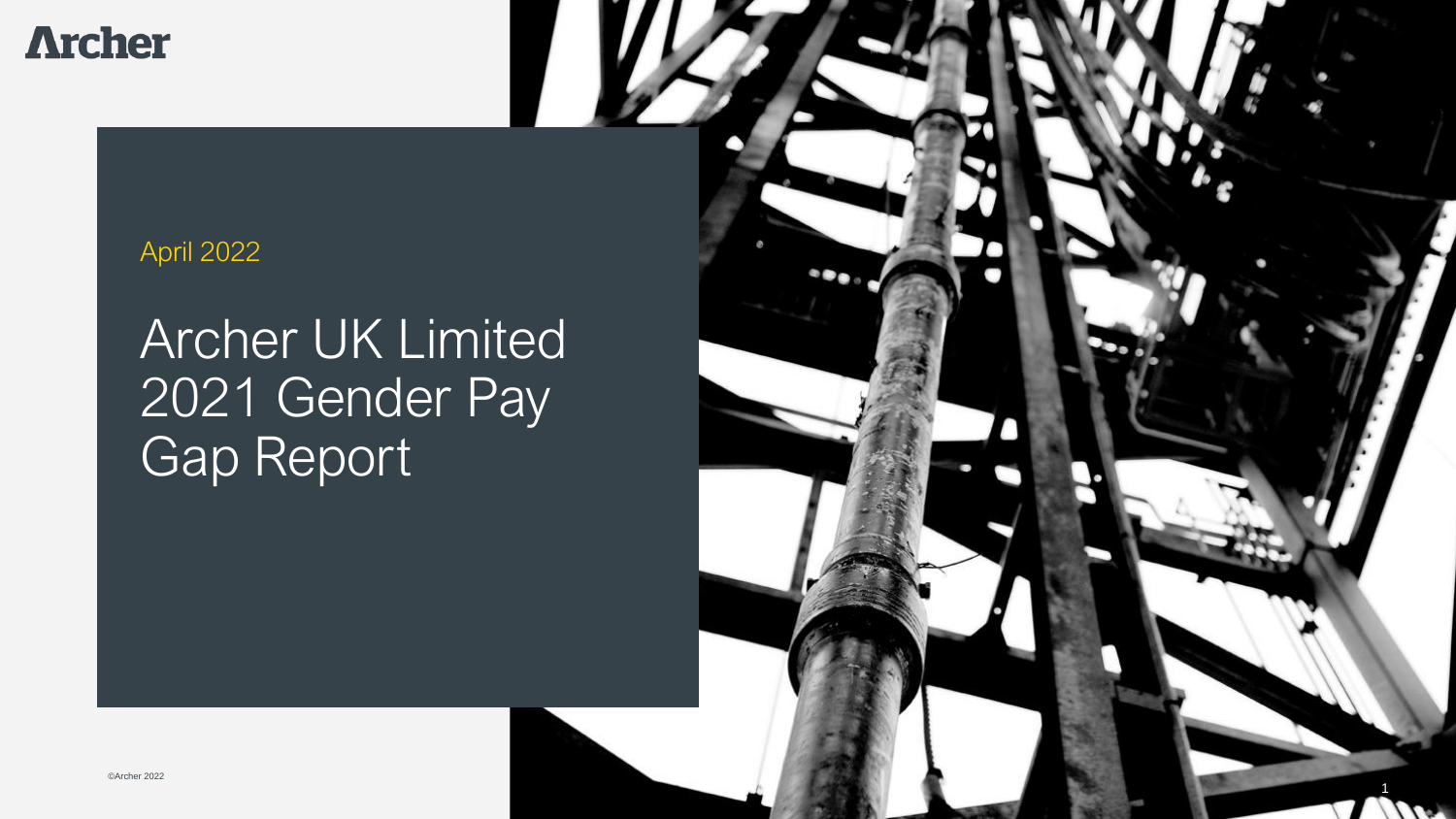Archer

April 2022

# Archer UK Limited 2021 Gender Pay Gap Report

©Archer 2022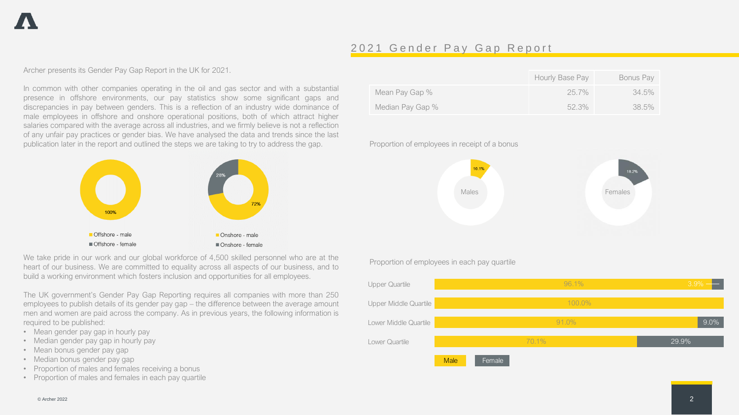## 2021 Gender Pay Gap Report

Archer presents its Gender Pay Gap Report in the UK for 2021.

In common with other companies operating in the oil and gas sector and with a substantial presence in offshore environments, our pay statistics show some significant gaps and discrepancies in pay between genders. This is a reflection of an industry wide dominance of male employees in offshore and onshore operational positions, both of which attract higher salaries compared with the average across all industries, and we firmly believe is not a reflection of any unfair pay practices or gender bias. We have analysed the data and trends since the last publication later in the report and outlined the steps we are taking to try to address the gap.

100%

- Offshore - male
- Offshore - female

28%

72%

- Onshore - male
- Onshore - female

We take pride in our work and our global workforce of 4,500 skilled personnel who are at the heart of our business. We are committed to equality across all aspects of our business, and to build a working environment which fosters inclusion and opportunities for all employees.

The UK government's Gender Pay Gap Reporting requires all companies with more than 250 employees to publish details of its gender pay gap – the difference between the average amount men and women are paid across the company. As in previous years, the following information is required to be published:

- Mean gender pay gap in hourly pay
- Median gender pay gap in hourly pay
- Mean bonus gender pay gap
- Median bonus gender pay gap
- Proportion of males and females receiving a bonus
- Proportion of males and females in each pay quartile

| | Hourly Base Pay | Bonus Pay |
|---|---|---|
| Mean Pay Gap % | 25.7% | 34.5% |
| Median Pay Gap % | 52.3% | 38.5% |

Proportion of employees in receipt of a bonus

Males: 10.1%

Females: 18.2%

Proportion of employees in each pay quartile

| | Male | Female |
|---|---|---|
| Upper Quartile | 96.1% | 3.9% |
| Upper Middle Quartile | 100.0% | |
| Lower Middle Quartile | 91.0% | 9.0% |
| Lower Quartile | 70.1% | 29.9% |

© Archer 2022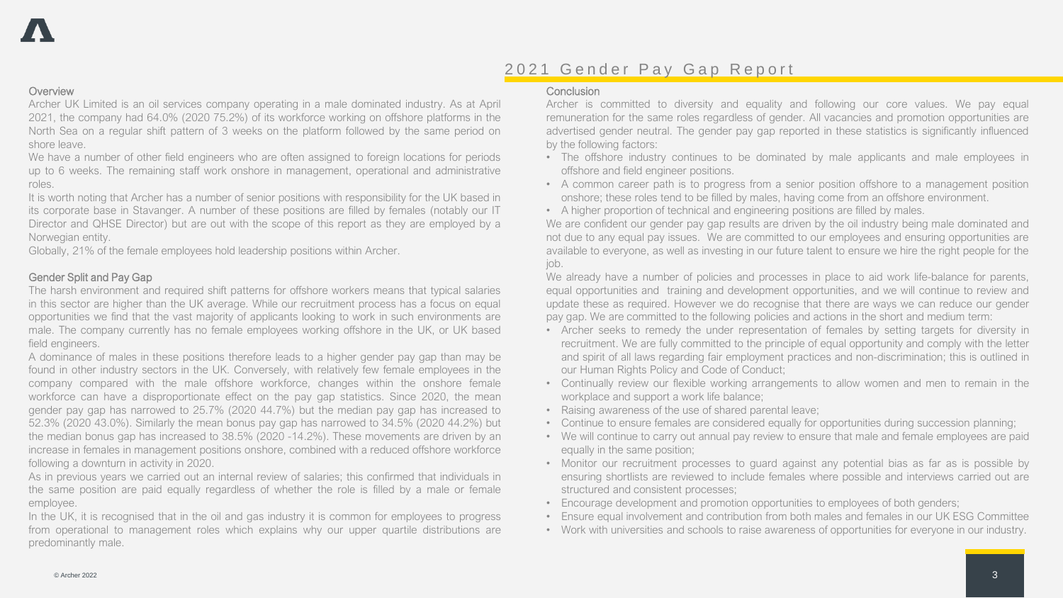# 2021 Gender Pay Gap Report

## Overview

Archer UK Limited is an oil services company operating in a male dominated industry. As at April 2021, the company had 64.0% (2020 75.2%) of its workforce working on offshore platforms in the North Sea on a regular shift pattern of 3 weeks on the platform followed by the same period on shore leave.

We have a number of other field engineers who are often assigned to foreign locations for periods up to 6 weeks. The remaining staff work onshore in management, operational and administrative roles.

It is worth noting that Archer has a number of senior positions with responsibility for the UK based in its corporate base in Stavanger. A number of these positions are filled by females (notably our IT Director and QHSE Director) but are out with the scope of this report as they are employed by a Norwegian entity.

Globally, 21% of the female employees hold leadership positions within Archer.

## Gender Split and Pay Gap

The harsh environment and required shift patterns for offshore workers means that typical salaries in this sector are higher than the UK average. While our recruitment process has a focus on equal opportunities we find that the vast majority of applicants looking to work in such environments are male. The company currently has no female employees working offshore in the UK, or UK based field engineers.

A dominance of males in these positions therefore leads to a higher gender pay gap than may be found in other industry sectors in the UK. Conversely, with relatively few female employees in the company compared with the male offshore workforce, changes within the onshore female workforce can have a disproportionate effect on the pay gap statistics. Since 2020, the mean gender pay gap has narrowed to 25.7% (2020 44.7%) but the median pay gap has increased to 52.3% (2020 43.0%). Similarly the mean bonus pay gap has narrowed to 34.5% (2020 44.2%) but the median bonus gap has increased to 38.5% (2020 -14.2%). These movements are driven by an increase in females in management positions onshore, combined with a reduced offshore workforce following a downturn in activity in 2020.

As in previous years we carried out an internal review of salaries; this confirmed that individuals in the same position are paid equally regardless of whether the role is filled by a male or female employee.

In the UK, it is recognised that in the oil and gas industry it is common for employees to progress from operational to management roles which explains why our upper quartile distributions are predominantly male.

## Conclusion

Archer is committed to diversity and equality and following our core values. We pay equal remuneration for the same roles regardless of gender. All vacancies and promotion opportunities are advertised gender neutral. The gender pay gap reported in these statistics is significantly influenced by the following factors:

- The offshore industry continues to be dominated by male applicants and male employees in offshore and field engineer positions.
- A common career path is to progress from a senior position offshore to a management position onshore; these roles tend to be filled by males, having come from an offshore environment.
- A higher proportion of technical and engineering positions are filled by males.

We are confident our gender pay gap results are driven by the oil industry being male dominated and not due to any equal pay issues. We are committed to our employees and ensuring opportunities are available to everyone, as well as investing in our future talent to ensure we hire the right people for the job.

We already have a number of policies and processes in place to aid work life-balance for parents, equal opportunities and training and development opportunities, and we will continue to review and update these as required. However we do recognise that there are ways we can reduce our gender pay gap. We are committed to the following policies and actions in the short and medium term:

- Archer seeks to remedy the under representation of females by setting targets for diversity in recruitment. We are fully committed to the principle of equal opportunity and comply with the letter and spirit of all laws regarding fair employment practices and non-discrimination; this is outlined in our Human Rights Policy and Code of Conduct;
- Continually review our flexible working arrangements to allow women and men to remain in the workplace and support a work life balance;
- Raising awareness of the use of shared parental leave;
- Continue to ensure females are considered equally for opportunities during succession planning;
- We will continue to carry out annual pay review to ensure that male and female employees are paid equally in the same position;
- Monitor our recruitment processes to guard against any potential bias as far as is possible by ensuring shortlists are reviewed to include females where possible and interviews carried out are structured and consistent processes;
- Encourage development and promotion opportunities to employees of both genders;
- Ensure equal involvement and contribution from both males and females in our UK ESG Committee
- Work with universities and schools to raise awareness of opportunities for everyone in our industry.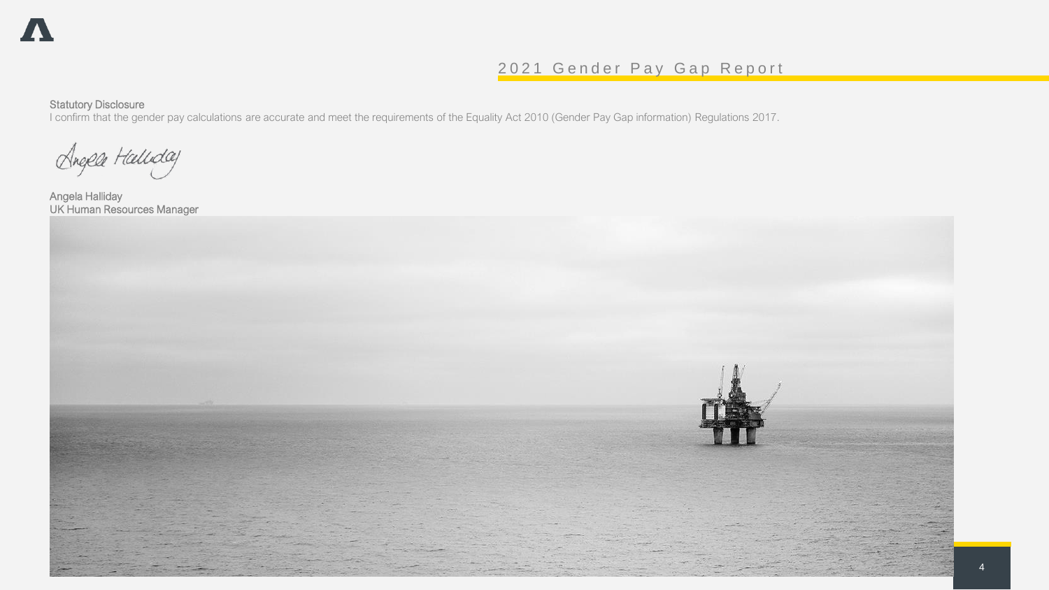2021 Gender Pay Gap Report

**Statutory Disclosure**

I confirm that the gender pay calculations are accurate and meet the requirements of the Equality Act 2010 (Gender Pay Gap information) Regulations 2017.

Angela Halliday

Angela Halliday
UK Human Resources Manager